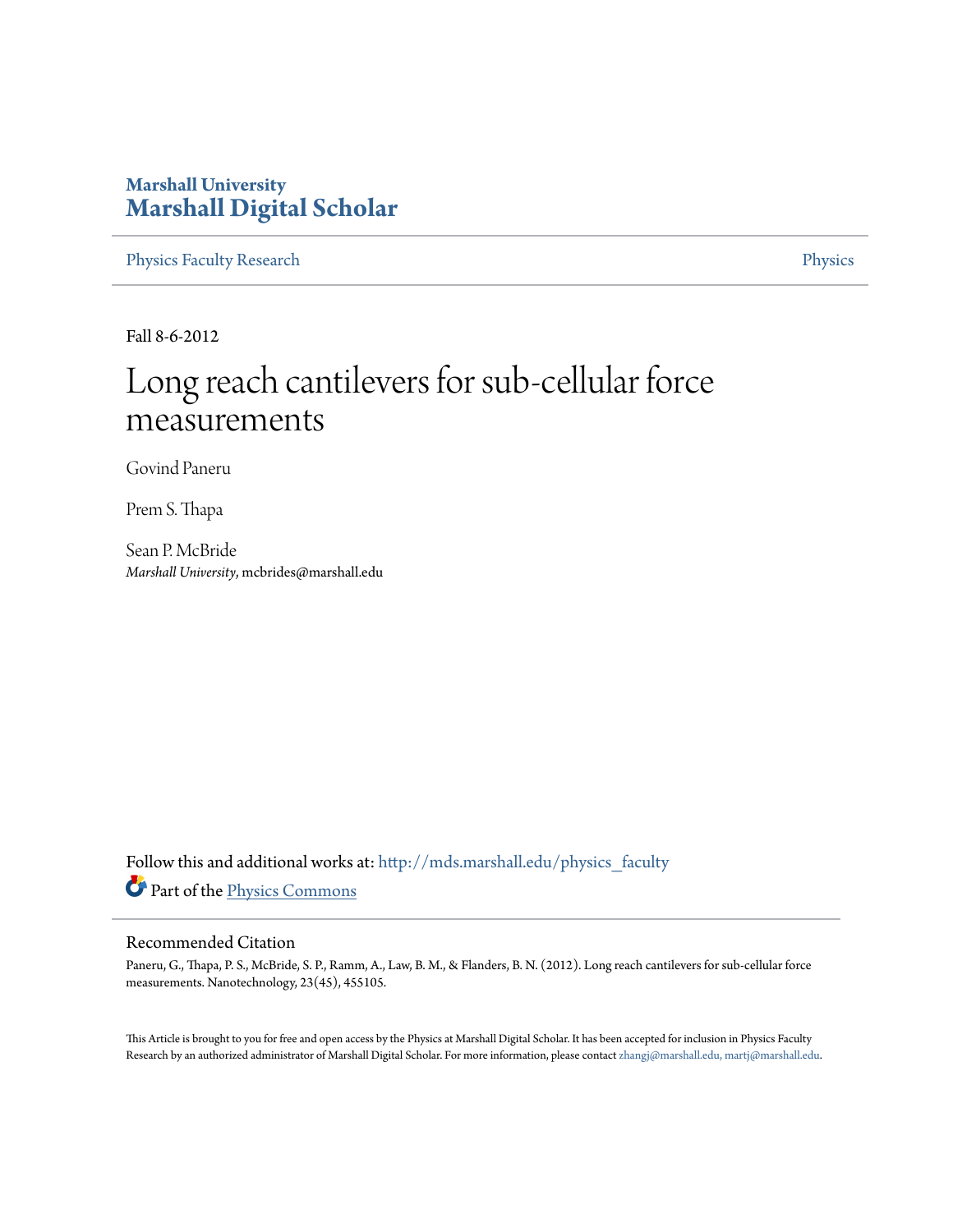**Marshall University**
# Marshall Digital Scholar

Physics Faculty Research | Physics

Fall 8-6-2012

# Long reach cantilevers for sub-cellular force measurements

Govind Paneru

Prem S. Thapa

Sean P. McBride
*Marshall University*, mcbrides@marshall.edu

Follow this and additional works at: http://mds.marshall.edu/physics_faculty

Part of the Physics Commons

## Recommended Citation

Paneru, G., Thapa, P. S., McBride, S. P., Ramm, A., Law, B. M., & Flanders, B. N. (2012). Long reach cantilevers for sub-cellular force measurements. Nanotechnology, 23(45), 455105.

This Article is brought to you for free and open access by the Physics at Marshall Digital Scholar. It has been accepted for inclusion in Physics Faculty Research by an authorized administrator of Marshall Digital Scholar. For more information, please contact zhangj@marshall.edu, martj@marshall.edu.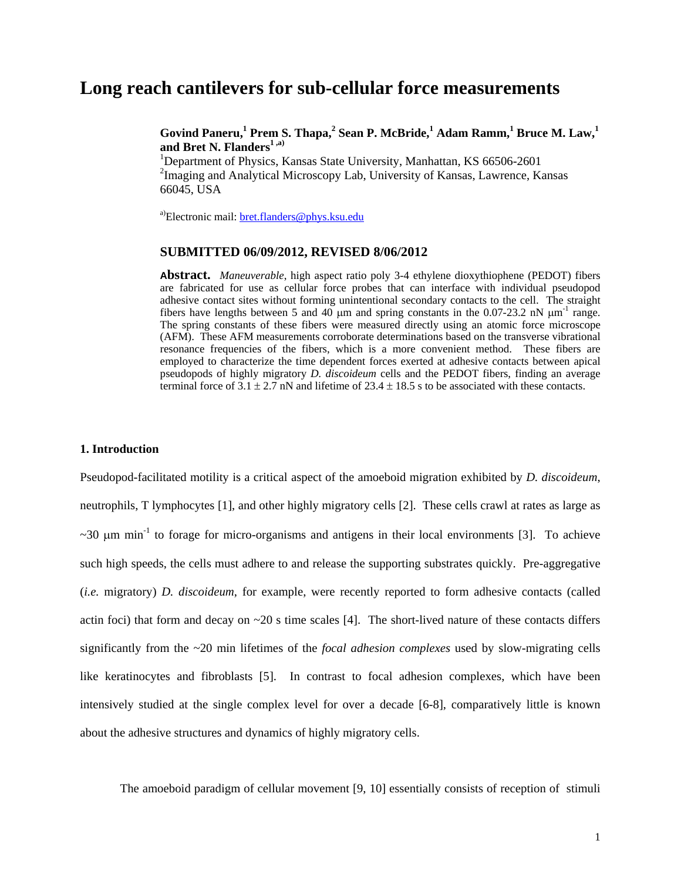# Long reach cantilevers for sub-cellular force measurements

**Govind Paneru,[1] Prem S. Thapa,[2] Sean P. McBride,[1] Adam Ramm,[1] Bruce M. Law,[1] and Bret N. Flanders[1,a)]**

[1]Department of Physics, Kansas State University, Manhattan, KS 66506-2601
[2]Imaging and Analytical Microscopy Lab, University of Kansas, Lawrence, Kansas 66045, USA

[a)]Electronic mail: bret.flanders@phys.ksu.edu

**SUBMITTED 06/09/2012, REVISED 8/06/2012**

**Abstract.** *Maneuverable,* high aspect ratio poly 3-4 ethylene dioxythiophene (PEDOT) fibers are fabricated for use as cellular force probes that can interface with individual pseudopod adhesive contact sites without forming unintentional secondary contacts to the cell. The straight fibers have lengths between 5 and 40 μm and spring constants in the 0.07-23.2 nN μm$^{-1}$ range. The spring constants of these fibers were measured directly using an atomic force microscope (AFM). These AFM measurements corroborate determinations based on the transverse vibrational resonance frequencies of the fibers, which is a more convenient method. These fibers are employed to characterize the time dependent forces exerted at adhesive contacts between apical pseudopods of highly migratory *D. discoideum* cells and the PEDOT fibers, finding an average terminal force of 3.1 ± 2.7 nN and lifetime of 23.4 ± 18.5 s to be associated with these contacts.

## 1. Introduction

Pseudopod-facilitated motility is a critical aspect of the amoeboid migration exhibited by *D. discoideum*, neutrophils, T lymphocytes [1], and other highly migratory cells [2]. These cells crawl at rates as large as ~30 μm min$^{-1}$ to forage for micro-organisms and antigens in their local environments [3]. To achieve such high speeds, the cells must adhere to and release the supporting substrates quickly. Pre-aggregative (*i.e.* migratory) *D. discoideum*, for example, were recently reported to form adhesive contacts (called actin foci) that form and decay on ~20 s time scales [4]. The short-lived nature of these contacts differs significantly from the ~20 min lifetimes of the *focal adhesion complexes* used by slow-migrating cells like keratinocytes and fibroblasts [5]. In contrast to focal adhesion complexes, which have been intensively studied at the single complex level for over a decade [6-8], comparatively little is known about the adhesive structures and dynamics of highly migratory cells.

The amoeboid paradigm of cellular movement [9, 10] essentially consists of reception of stimuli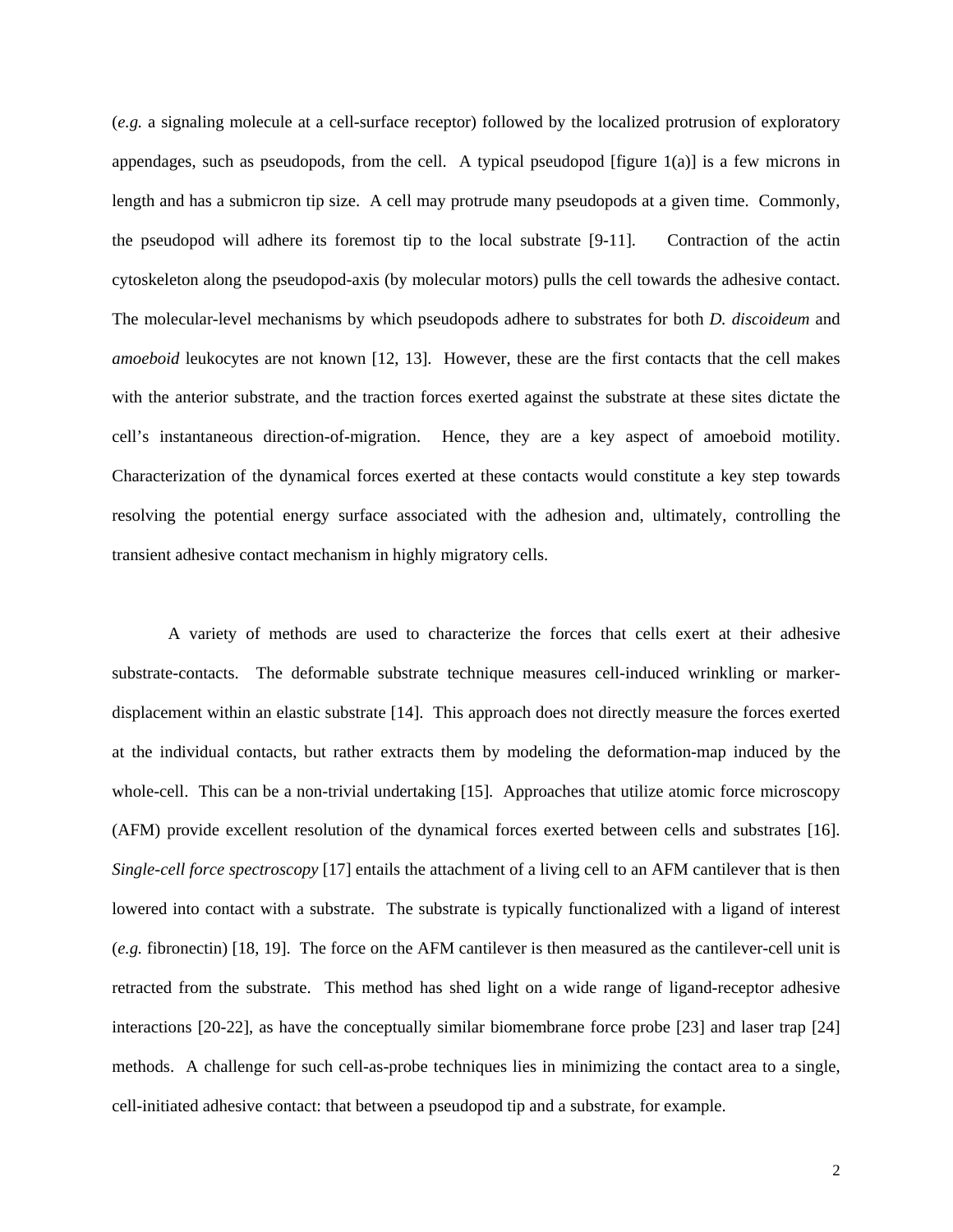(*e.g.* a signaling molecule at a cell-surface receptor) followed by the localized protrusion of exploratory appendages, such as pseudopods, from the cell. A typical pseudopod [figure 1(a)] is a few microns in length and has a submicron tip size. A cell may protrude many pseudopods at a given time. Commonly, the pseudopod will adhere its foremost tip to the local substrate [9-11]. Contraction of the actin cytoskeleton along the pseudopod-axis (by molecular motors) pulls the cell towards the adhesive contact. The molecular-level mechanisms by which pseudopods adhere to substrates for both *D. discoideum* and *amoeboid* leukocytes are not known [12, 13]. However, these are the first contacts that the cell makes with the anterior substrate, and the traction forces exerted against the substrate at these sites dictate the cell's instantaneous direction-of-migration. Hence, they are a key aspect of amoeboid motility. Characterization of the dynamical forces exerted at these contacts would constitute a key step towards resolving the potential energy surface associated with the adhesion and, ultimately, controlling the transient adhesive contact mechanism in highly migratory cells.

A variety of methods are used to characterize the forces that cells exert at their adhesive substrate-contacts. The deformable substrate technique measures cell-induced wrinkling or marker-displacement within an elastic substrate [14]. This approach does not directly measure the forces exerted at the individual contacts, but rather extracts them by modeling the deformation-map induced by the whole-cell. This can be a non-trivial undertaking [15]. Approaches that utilize atomic force microscopy (AFM) provide excellent resolution of the dynamical forces exerted between cells and substrates [16]. *Single-cell force spectroscopy* [17] entails the attachment of a living cell to an AFM cantilever that is then lowered into contact with a substrate. The substrate is typically functionalized with a ligand of interest (*e.g.* fibronectin) [18, 19]. The force on the AFM cantilever is then measured as the cantilever-cell unit is retracted from the substrate. This method has shed light on a wide range of ligand-receptor adhesive interactions [20-22], as have the conceptually similar biomembrane force probe [23] and laser trap [24] methods. A challenge for such cell-as-probe techniques lies in minimizing the contact area to a single, cell-initiated adhesive contact: that between a pseudopod tip and a substrate, for example.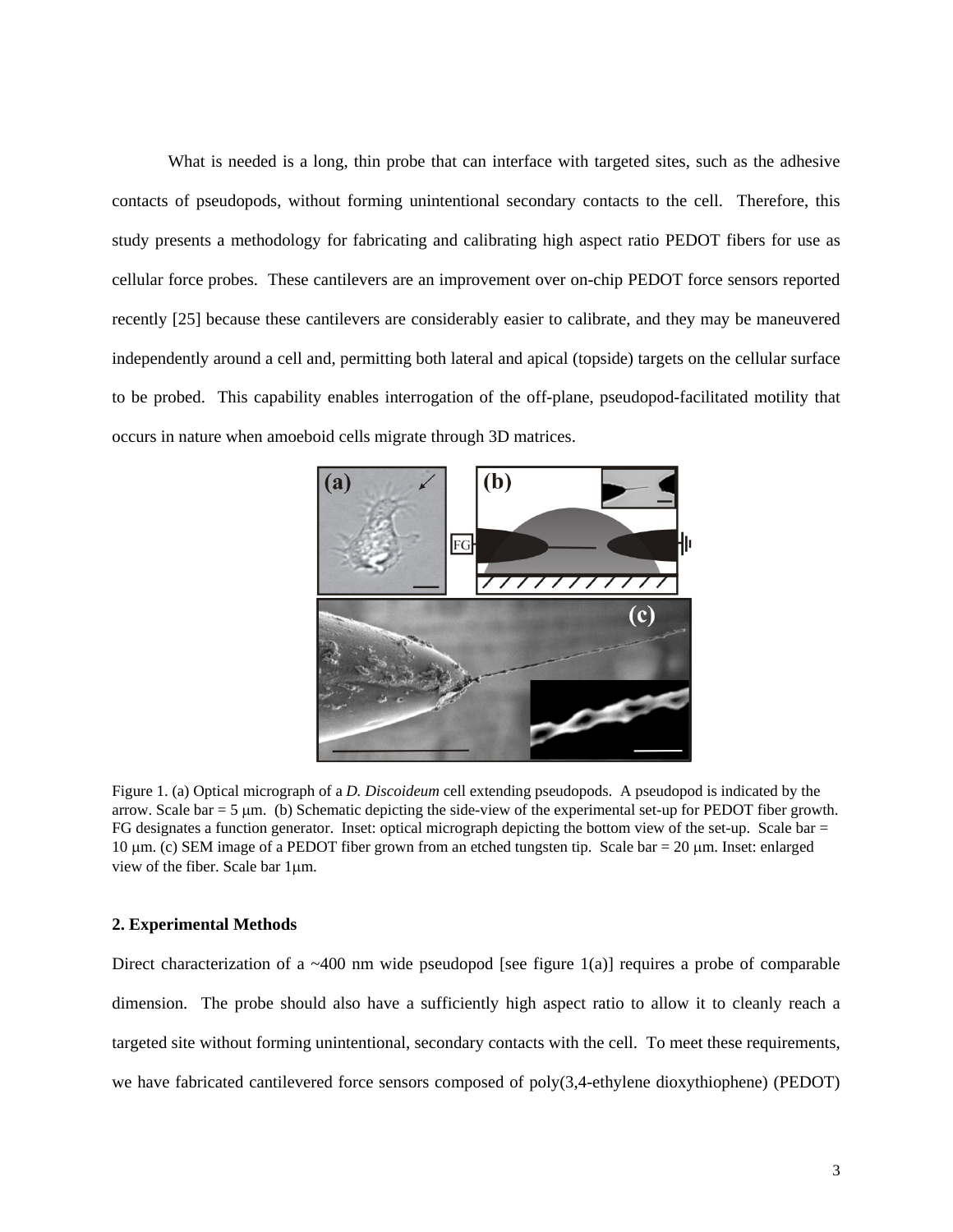What is needed is a long, thin probe that can interface with targeted sites, such as the adhesive contacts of pseudopods, without forming unintentional secondary contacts to the cell. Therefore, this study presents a methodology for fabricating and calibrating high aspect ratio PEDOT fibers for use as cellular force probes. These cantilevers are an improvement over on-chip PEDOT force sensors reported recently [25] because these cantilevers are considerably easier to calibrate, and they may be maneuvered independently around a cell and, permitting both lateral and apical (topside) targets on the cellular surface to be probed. This capability enables interrogation of the off-plane, pseudopod-facilitated motility that occurs in nature when amoeboid cells migrate through 3D matrices.

(a)

(b)

FG

(c)

Figure 1. (a) Optical micrograph of a *D. Discoideum* cell extending pseudopods. A pseudopod is indicated by the arrow. Scale bar = 5 μm. (b) Schematic depicting the side-view of the experimental set-up for PEDOT fiber growth. FG designates a function generator. Inset: optical micrograph depicting the bottom view of the set-up. Scale bar = 10 μm. (c) SEM image of a PEDOT fiber grown from an etched tungsten tip. Scale bar = 20 μm. Inset: enlarged view of the fiber. Scale bar 1μm.

### 2. Experimental Methods

Direct characterization of a ~400 nm wide pseudopod [see figure 1(a)] requires a probe of comparable dimension. The probe should also have a sufficiently high aspect ratio to allow it to cleanly reach a targeted site without forming unintentional, secondary contacts with the cell. To meet these requirements, we have fabricated cantilevered force sensors composed of poly(3,4-ethylene dioxythiophene) (PEDOT)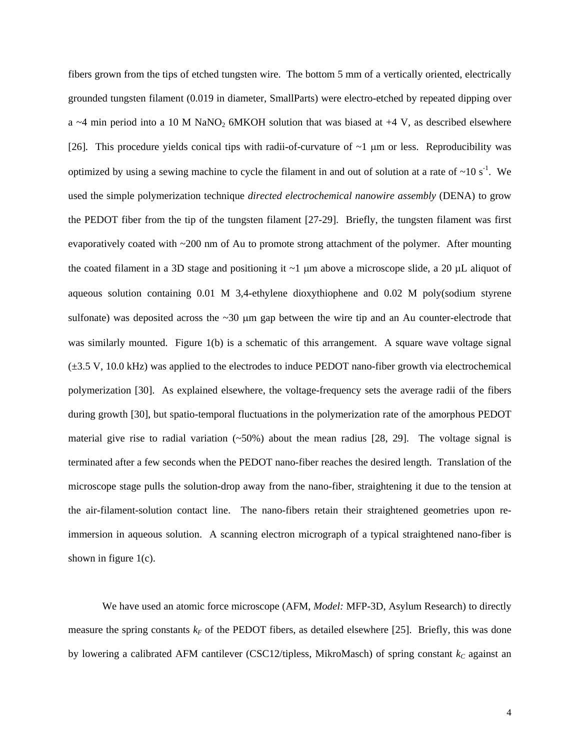fibers grown from the tips of etched tungsten wire. The bottom 5 mm of a vertically oriented, electrically grounded tungsten filament (0.019 in diameter, SmallParts) were electro-etched by repeated dipping over a ~4 min period into a 10 M $NaNO_2$ 6MKOH solution that was biased at +4 V, as described elsewhere [26]. This procedure yields conical tips with radii-of-curvature of ~1 μm or less. Reproducibility was optimized by using a sewing machine to cycle the filament in and out of solution at a rate of ~10 $s^{-1}$. We used the simple polymerization technique *directed electrochemical nanowire assembly* (DENA) to grow the PEDOT fiber from the tip of the tungsten filament [27-29]. Briefly, the tungsten filament was first evaporatively coated with ~200 nm of Au to promote strong attachment of the polymer. After mounting the coated filament in a 3D stage and positioning it ~1 μm above a microscope slide, a 20 µL aliquot of aqueous solution containing 0.01 M 3,4-ethylene dioxythiophene and 0.02 M poly(sodium styrene sulfonate) was deposited across the ~30 μm gap between the wire tip and an Au counter-electrode that was similarly mounted. Figure 1(b) is a schematic of this arrangement. A square wave voltage signal (±3.5 V, 10.0 kHz) was applied to the electrodes to induce PEDOT nano-fiber growth via electrochemical polymerization [30]. As explained elsewhere, the voltage-frequency sets the average radii of the fibers during growth [30], but spatio-temporal fluctuations in the polymerization rate of the amorphous PEDOT material give rise to radial variation (~50%) about the mean radius [28, 29]. The voltage signal is terminated after a few seconds when the PEDOT nano-fiber reaches the desired length. Translation of the microscope stage pulls the solution-drop away from the nano-fiber, straightening it due to the tension at the air-filament-solution contact line. The nano-fibers retain their straightened geometries upon re-immersion in aqueous solution. A scanning electron micrograph of a typical straightened nano-fiber is shown in figure 1(c).

We have used an atomic force microscope (AFM, *Model:* MFP-3D, Asylum Research) to directly measure the spring constants $k_F$ of the PEDOT fibers, as detailed elsewhere [25]. Briefly, this was done by lowering a calibrated AFM cantilever (CSC12/tipless, MikroMasch) of spring constant $k_C$ against an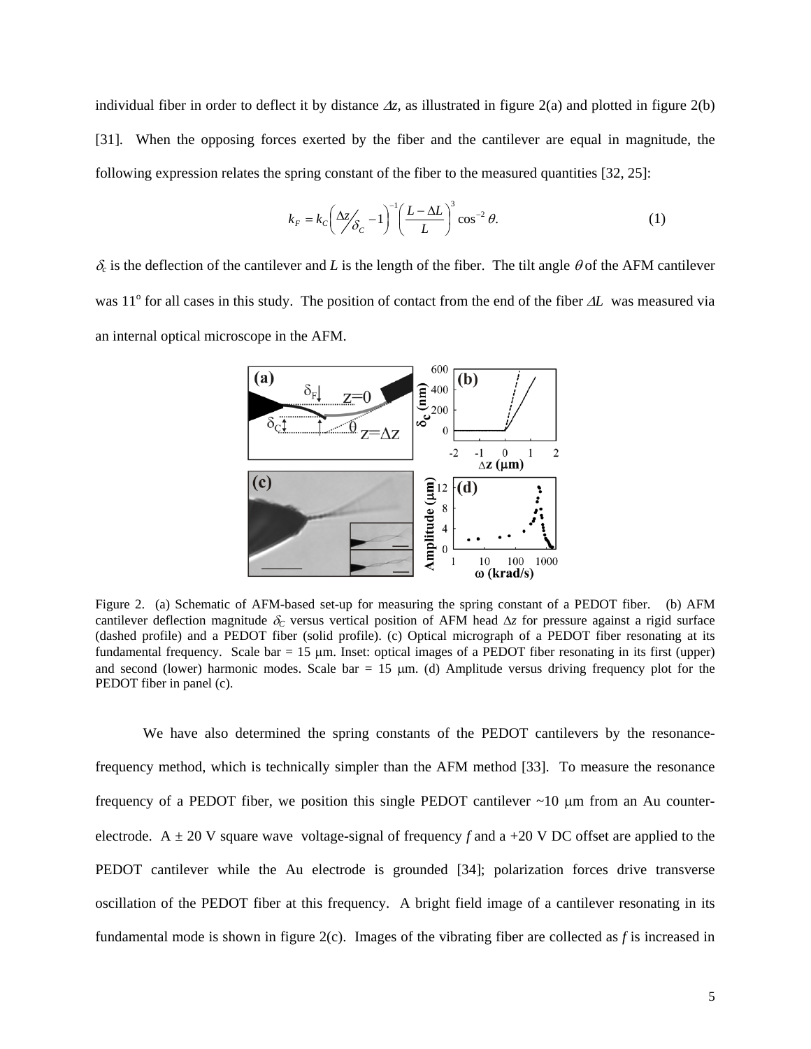individual fiber in order to deflect it by distance $\Delta z$, as illustrated in figure 2(a) and plotted in figure 2(b) [31]. When the opposing forces exerted by the fiber and the cantilever are equal in magnitude, the following expression relates the spring constant of the fiber to the measured quantities [32, 25]:

$$k_F = k_C \left( \Delta z / \delta_C - 1 \right)^{-1} \left( \frac{L - \Delta L}{L} \right)^3 \cos^{-2} \theta. \tag{1}$$

$\delta_c$ is the deflection of the cantilever and $L$ is the length of the fiber. The tilt angle $\theta$ of the AFM cantilever was 11$^o$ for all cases in this study. The position of contact from the end of the fiber $\Delta L$ was measured via an internal optical microscope in the AFM.

(a)
δF
z=0
δC
θ
z=Δz

(b)
600
400
200
0
δc (nm)
-2 -1 0 1 2
Δz (μm)

(c)

(d)
12
8
4
0
Amplitude (μm)
1 10 100 1000
ω (krad/s)

Figure 2. (a) Schematic of AFM-based set-up for measuring the spring constant of a PEDOT fiber. (b) AFM cantilever deflection magnitude $\delta_C$ versus vertical position of AFM head $\Delta z$ for pressure against a rigid surface (dashed profile) and a PEDOT fiber (solid profile). (c) Optical micrograph of a PEDOT fiber resonating at its fundamental frequency. Scale bar = 15 μm. Inset: optical images of a PEDOT fiber resonating in its first (upper) and second (lower) harmonic modes. Scale bar = 15 μm. (d) Amplitude versus driving frequency plot for the PEDOT fiber in panel (c).

We have also determined the spring constants of the PEDOT cantilevers by the resonance-frequency method, which is technically simpler than the AFM method [33]. To measure the resonance frequency of a PEDOT fiber, we position this single PEDOT cantilever ~10 μm from an Au counter-electrode. A ± 20 V square wave voltage-signal of frequency $f$ and a +20 V DC offset are applied to the PEDOT cantilever while the Au electrode is grounded [34]; polarization forces drive transverse oscillation of the PEDOT fiber at this frequency. A bright field image of a cantilever resonating in its fundamental mode is shown in figure 2(c). Images of the vibrating fiber are collected as $f$ is increased in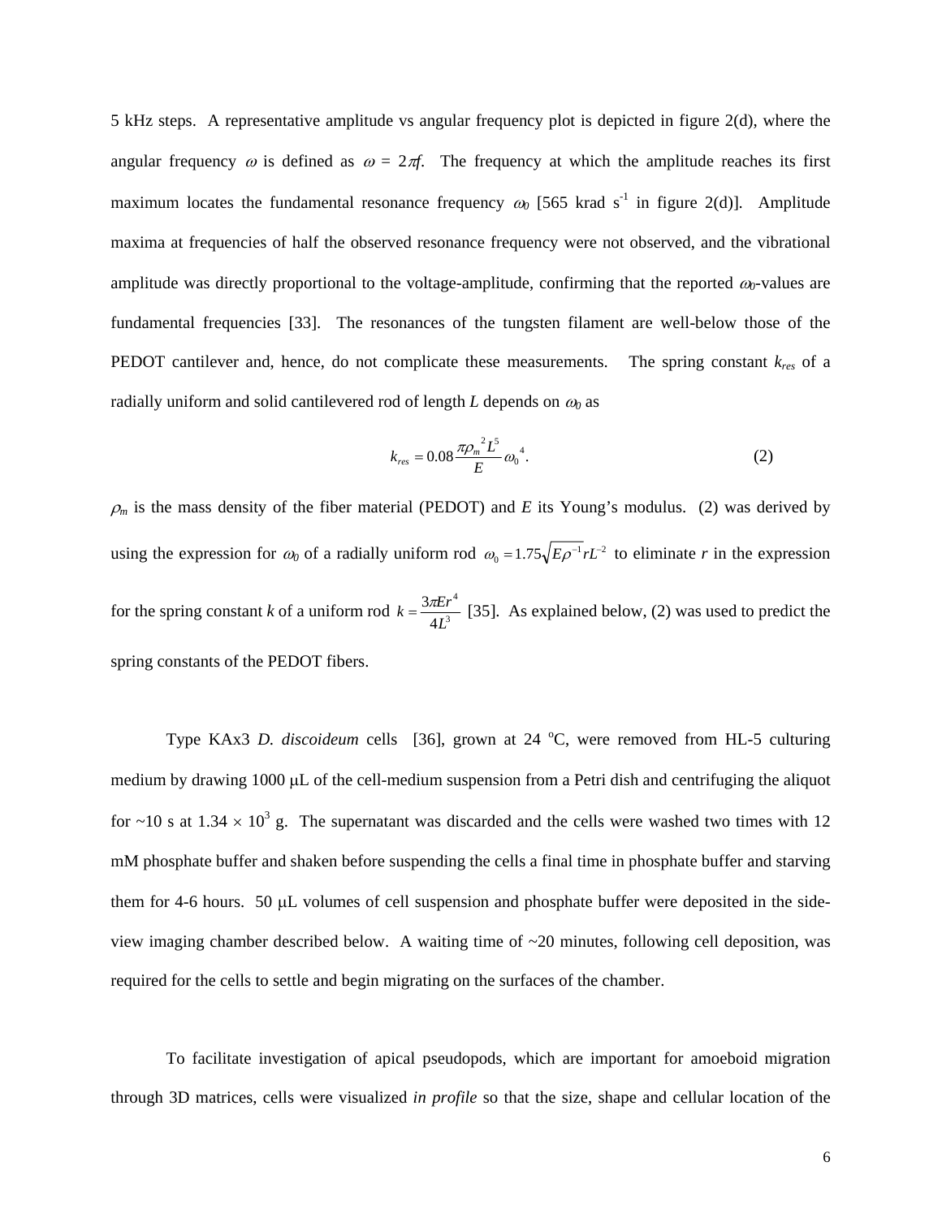5 kHz steps. A representative amplitude vs angular frequency plot is depicted in figure 2(d), where the angular frequency $\omega$ is defined as $\omega = 2\pi f$. The frequency at which the amplitude reaches its first maximum locates the fundamental resonance frequency $\omega_0$ [565 krad s$^{-1}$ in figure 2(d)]. Amplitude maxima at frequencies of half the observed resonance frequency were not observed, and the vibrational amplitude was directly proportional to the voltage-amplitude, confirming that the reported $\omega_0$-values are fundamental frequencies [33]. The resonances of the tungsten filament are well-below those of the PEDOT cantilever and, hence, do not complicate these measurements. The spring constant $k_{res}$ of a radially uniform and solid cantilevered rod of length $L$ depends on $\omega_0$ as

$$k_{res} = 0.08 \frac{\pi \rho_m{}^2 L^5}{E} \omega_0{}^4. \tag{2}$$

$\rho_m$ is the mass density of the fiber material (PEDOT) and $E$ its Young's modulus. (2) was derived by using the expression for $\omega_0$ of a radially uniform rod $\omega_0 = 1.75\sqrt{E\rho^{-1}}rL^{-2}$ to eliminate $r$ in the expression for the spring constant $k$ of a uniform rod $k = \frac{3\pi E r^4}{4L^3}$ [35]. As explained below, (2) was used to predict the spring constants of the PEDOT fibers.

Type KAx3 *D. discoideum* cells [36], grown at 24 $^o$C, were removed from HL-5 culturing medium by drawing 1000 μL of the cell-medium suspension from a Petri dish and centrifuging the aliquot for ~10 s at $1.34 \times 10^3$ g. The supernatant was discarded and the cells were washed two times with 12 mM phosphate buffer and shaken before suspending the cells a final time in phosphate buffer and starving them for 4-6 hours. 50 μL volumes of cell suspension and phosphate buffer were deposited in the side-view imaging chamber described below. A waiting time of ~20 minutes, following cell deposition, was required for the cells to settle and begin migrating on the surfaces of the chamber.

To facilitate investigation of apical pseudopods, which are important for amoeboid migration through 3D matrices, cells were visualized *in profile* so that the size, shape and cellular location of the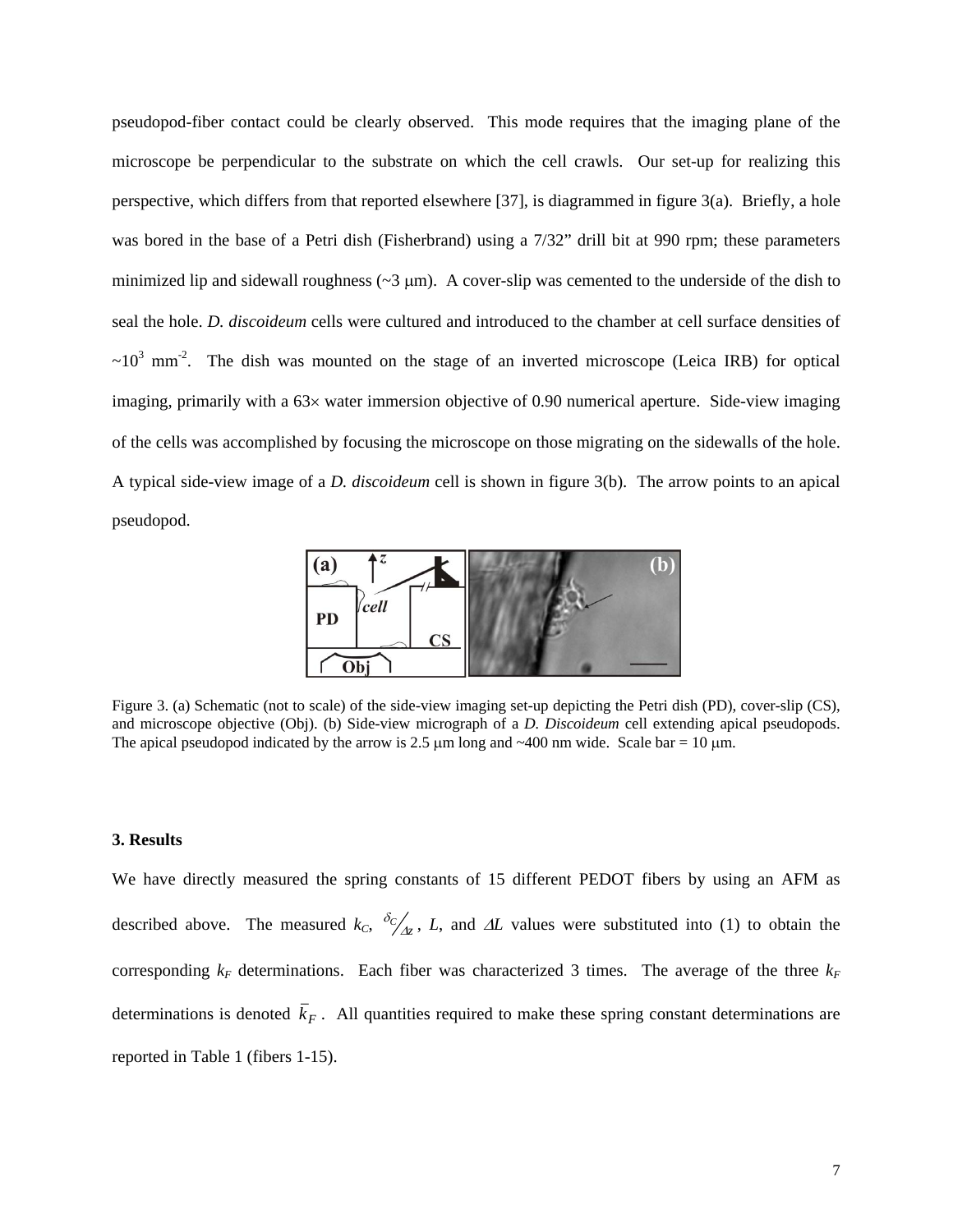pseudopod-fiber contact could be clearly observed. This mode requires that the imaging plane of the microscope be perpendicular to the substrate on which the cell crawls. Our set-up for realizing this perspective, which differs from that reported elsewhere [37], is diagrammed in figure 3(a). Briefly, a hole was bored in the base of a Petri dish (Fisherbrand) using a 7/32" drill bit at 990 rpm; these parameters minimized lip and sidewall roughness (~3 μm). A cover-slip was cemented to the underside of the dish to seal the hole. *D. discoideum* cells were cultured and introduced to the chamber at cell surface densities of $\sim 10^3$ mm$^{-2}$. The dish was mounted on the stage of an inverted microscope (Leica IRB) for optical imaging, primarily with a 63× water immersion objective of 0.90 numerical aperture. Side-view imaging of the cells was accomplished by focusing the microscope on those migrating on the sidewalls of the hole. A typical side-view image of a *D. discoideum* cell is shown in figure 3(b). The arrow points to an apical pseudopod.

(a)
z
cell
PD
CS
Obj
(b)

Figure 3. (a) Schematic (not to scale) of the side-view imaging set-up depicting the Petri dish (PD), cover-slip (CS), and microscope objective (Obj). (b) Side-view micrograph of a *D. Discoideum* cell extending apical pseudopods. The apical pseudopod indicated by the arrow is 2.5 μm long and ~400 nm wide. Scale bar = 10 μm.

### 3. Results

We have directly measured the spring constants of 15 different PEDOT fibers by using an AFM as described above. The measured $k_C$, $\delta_C/\Delta z$, $L$, and $\Delta L$ values were substituted into (1) to obtain the corresponding $k_F$ determinations. Each fiber was characterized 3 times. The average of the three $k_F$ determinations is denoted $\bar{k}_F$. All quantities required to make these spring constant determinations are reported in Table 1 (fibers 1-15).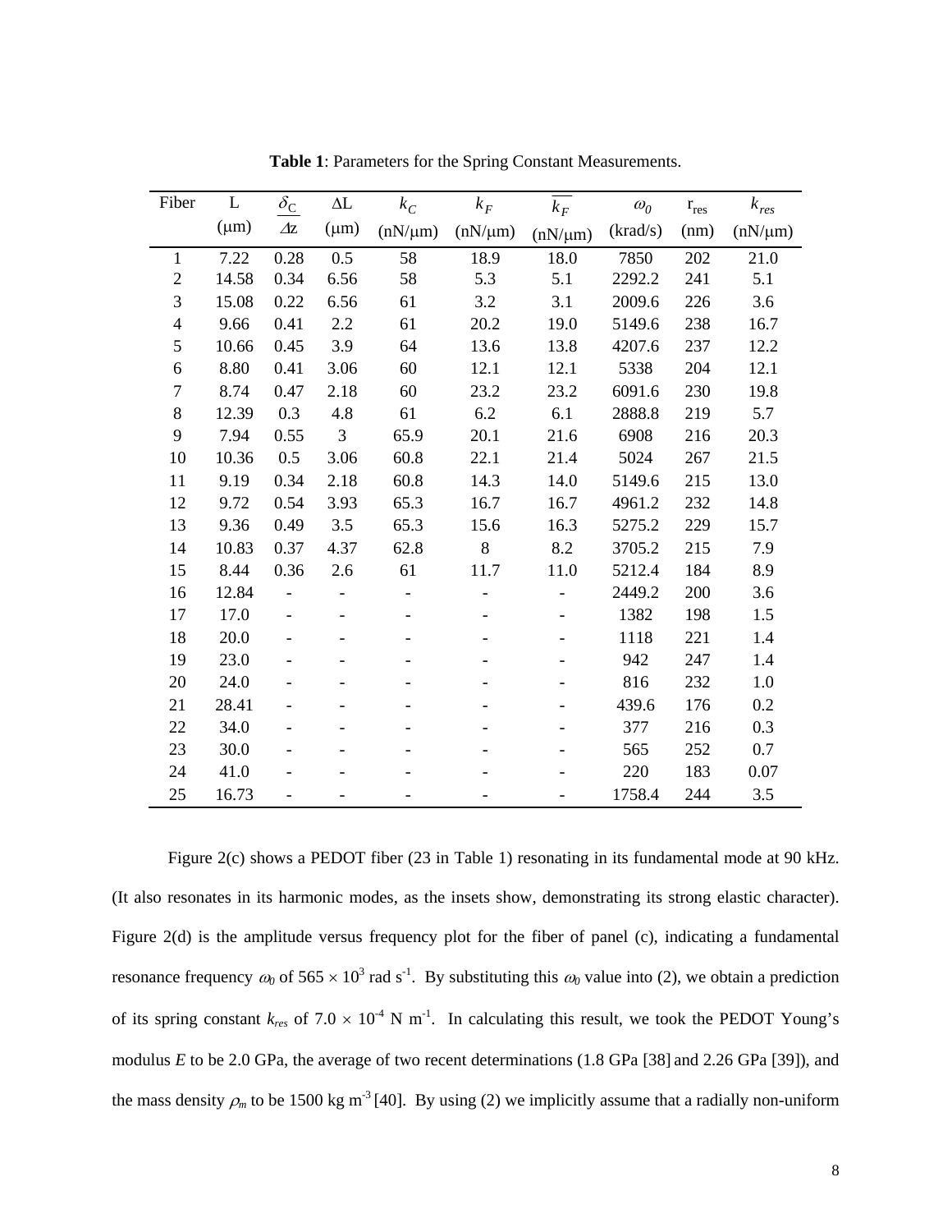**Table 1**: Parameters for the Spring Constant Measurements.

| Fiber | L ($\mu$m) | $\frac{\delta_C}{\Delta z}$ | $\Delta$L ($\mu$m) | $k_C$ (nN/$\mu$m) | $k_F$ (nN/$\mu$m) | $\overline{k_F}$ (nN/$\mu$m) | $\omega_0$ (krad/s) | $r_{res}$ (nm) | $k_{res}$ (nN/$\mu$m) |
|---|---|---|---|---|---|---|---|---|---|
| 1 | 7.22 | 0.28 | 0.5 | 58 | 18.9 | 18.0 | 7850 | 202 | 21.0 |
| 2 | 14.58 | 0.34 | 6.56 | 58 | 5.3 | 5.1 | 2292.2 | 241 | 5.1 |
| 3 | 15.08 | 0.22 | 6.56 | 61 | 3.2 | 3.1 | 2009.6 | 226 | 3.6 |
| 4 | 9.66 | 0.41 | 2.2 | 61 | 20.2 | 19.0 | 5149.6 | 238 | 16.7 |
| 5 | 10.66 | 0.45 | 3.9 | 64 | 13.6 | 13.8 | 4207.6 | 237 | 12.2 |
| 6 | 8.80 | 0.41 | 3.06 | 60 | 12.1 | 12.1 | 5338 | 204 | 12.1 |
| 7 | 8.74 | 0.47 | 2.18 | 60 | 23.2 | 23.2 | 6091.6 | 230 | 19.8 |
| 8 | 12.39 | 0.3 | 4.8 | 61 | 6.2 | 6.1 | 2888.8 | 219 | 5.7 |
| 9 | 7.94 | 0.55 | 3 | 65.9 | 20.1 | 21.6 | 6908 | 216 | 20.3 |
| 10 | 10.36 | 0.5 | 3.06 | 60.8 | 22.1 | 21.4 | 5024 | 267 | 21.5 |
| 11 | 9.19 | 0.34 | 2.18 | 60.8 | 14.3 | 14.0 | 5149.6 | 215 | 13.0 |
| 12 | 9.72 | 0.54 | 3.93 | 65.3 | 16.7 | 16.7 | 4961.2 | 232 | 14.8 |
| 13 | 9.36 | 0.49 | 3.5 | 65.3 | 15.6 | 16.3 | 5275.2 | 229 | 15.7 |
| 14 | 10.83 | 0.37 | 4.37 | 62.8 | 8 | 8.2 | 3705.2 | 215 | 7.9 |
| 15 | 8.44 | 0.36 | 2.6 | 61 | 11.7 | 11.0 | 5212.4 | 184 | 8.9 |
| 16 | 12.84 | - | - | - | - | - | 2449.2 | 200 | 3.6 |
| 17 | 17.0 | - | - | - | - | - | 1382 | 198 | 1.5 |
| 18 | 20.0 | - | - | - | - | - | 1118 | 221 | 1.4 |
| 19 | 23.0 | - | - | - | - | - | 942 | 247 | 1.4 |
| 20 | 24.0 | - | - | - | - | - | 816 | 232 | 1.0 |
| 21 | 28.41 | - | - | - | - | - | 439.6 | 176 | 0.2 |
| 22 | 34.0 | - | - | - | - | - | 377 | 216 | 0.3 |
| 23 | 30.0 | - | - | - | - | - | 565 | 252 | 0.7 |
| 24 | 41.0 | - | - | - | - | - | 220 | 183 | 0.07 |
| 25 | 16.73 | - | - | - | - | - | 1758.4 | 244 | 3.5 |

Figure 2(c) shows a PEDOT fiber (23 in Table 1) resonating in its fundamental mode at 90 kHz. (It also resonates in its harmonic modes, as the insets show, demonstrating its strong elastic character). Figure 2(d) is the amplitude versus frequency plot for the fiber of panel (c), indicating a fundamental resonance frequency $\omega_0$ of $565 \times 10^3$ rad s$^{-1}$. By substituting this $\omega_0$ value into (2), we obtain a prediction of its spring constant $k_{res}$ of $7.0 \times 10^{-4}$ N m$^{-1}$. In calculating this result, we took the PEDOT Young's modulus $E$ to be 2.0 GPa, the average of two recent determinations (1.8 GPa [38] and 2.26 GPa [39]), and the mass density $\rho_m$ to be 1500 kg m$^{-3}$ [40]. By using (2) we implicitly assume that a radially non-uniform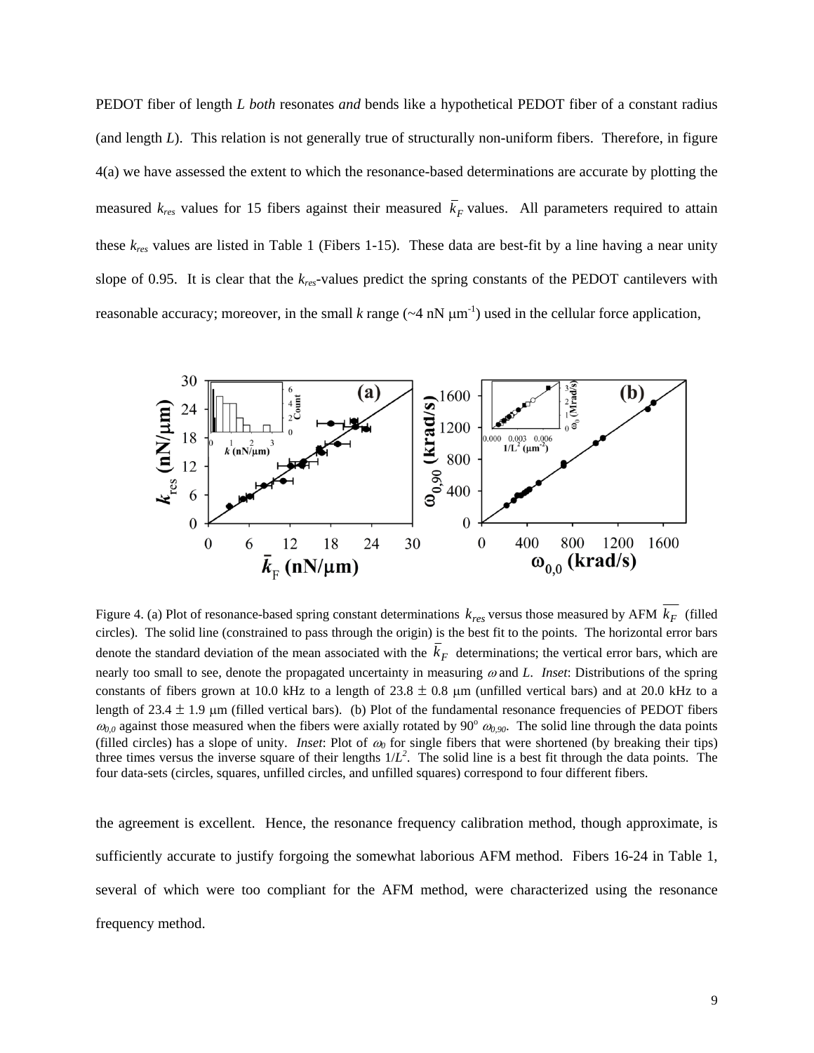PEDOT fiber of length *L both* resonates *and* bends like a hypothetical PEDOT fiber of a constant radius (and length *L*). This relation is not generally true of structurally non-uniform fibers. Therefore, in figure 4(a) we have assessed the extent to which the resonance-based determinations are accurate by plotting the measured $k_{res}$ values for 15 fibers against their measured $\bar{k}_F$ values. All parameters required to attain these $k_{res}$ values are listed in Table 1 (Fibers 1-15). These data are best-fit by a line having a near unity slope of 0.95. It is clear that the $k_{res}$-values predict the spring constants of the PEDOT cantilevers with reasonable accuracy; moreover, in the small *k* range (~4 nN μm$^{-1}$) used in the cellular force application,

(a)
$k_{res}$ (nN/μm)
30
24
18
12
6
0
0 6 12 18 24 30
$\bar{k}_F$ (nN/μm)
Count
6
4
2
0
0 1 2 3
$k$ (nN/μm)

(b)
$\omega_{0,90}$ (krad/s)
1600
1200
800
400
0
0 400 800 1200 1600
$\omega_{0,0}$ (krad/s)
$\omega_0$ (Mrad/s)
3
2
1
0
0.000 0.003 0.006
$1/L^2$ (μm$^{-2}$)

Figure 4. (a) Plot of resonance-based spring constant determinations $k_{res}$ versus those measured by AFM $\overline{k_F}$ (filled circles). The solid line (constrained to pass through the origin) is the best fit to the points. The horizontal error bars denote the standard deviation of the mean associated with the $\bar{k}_F$ determinations; the vertical error bars, which are nearly too small to see, denote the propagated uncertainty in measuring $\omega$ and *L*. *Inset*: Distributions of the spring constants of fibers grown at 10.0 kHz to a length of 23.8 ± 0.8 μm (unfilled vertical bars) and at 20.0 kHz to a length of 23.4 ± 1.9 μm (filled vertical bars). (b) Plot of the fundamental resonance frequencies of PEDOT fibers $\omega_{0,0}$ against those measured when the fibers were axially rotated by 90° $\omega_{0,90}$. The solid line through the data points (filled circles) has a slope of unity. *Inset*: Plot of $\omega_0$ for single fibers that were shortened (by breaking their tips) three times versus the inverse square of their lengths $1/L^2$. The solid line is a best fit through the data points. The four data-sets (circles, squares, unfilled circles, and unfilled squares) correspond to four different fibers.

the agreement is excellent. Hence, the resonance frequency calibration method, though approximate, is sufficiently accurate to justify forgoing the somewhat laborious AFM method. Fibers 16-24 in Table 1, several of which were too compliant for the AFM method, were characterized using the resonance frequency method.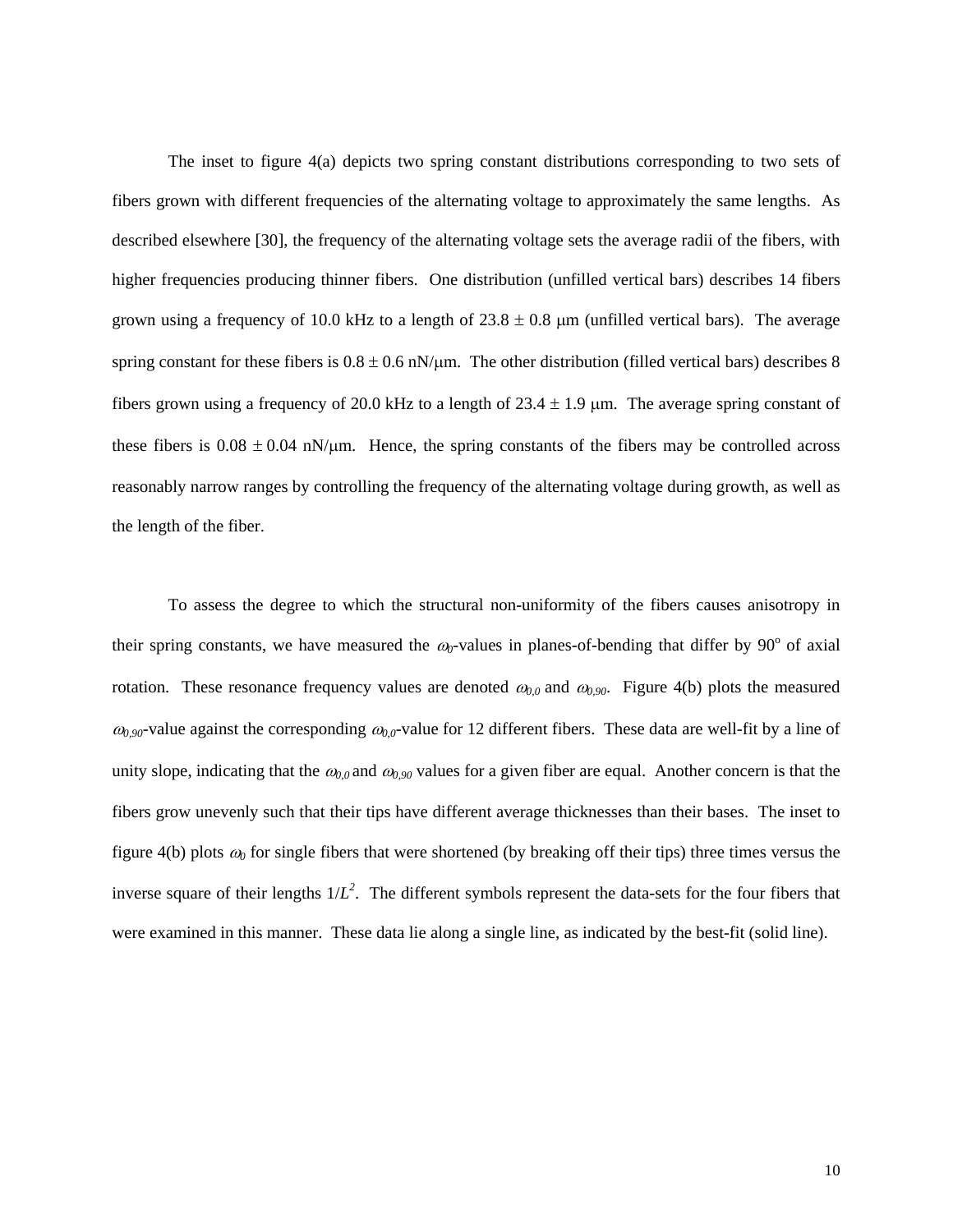The inset to figure 4(a) depicts two spring constant distributions corresponding to two sets of fibers grown with different frequencies of the alternating voltage to approximately the same lengths. As described elsewhere [30], the frequency of the alternating voltage sets the average radii of the fibers, with higher frequencies producing thinner fibers. One distribution (unfilled vertical bars) describes 14 fibers grown using a frequency of 10.0 kHz to a length of $23.8 \pm 0.8$ μm (unfilled vertical bars). The average spring constant for these fibers is $0.8 \pm 0.6$ nN/μm. The other distribution (filled vertical bars) describes 8 fibers grown using a frequency of 20.0 kHz to a length of $23.4 \pm 1.9$ μm. The average spring constant of these fibers is $0.08 \pm 0.04$ nN/μm. Hence, the spring constants of the fibers may be controlled across reasonably narrow ranges by controlling the frequency of the alternating voltage during growth, as well as the length of the fiber.

To assess the degree to which the structural non-uniformity of the fibers causes anisotropy in their spring constants, we have measured the $\omega_0$-values in planes-of-bending that differ by $90^{\circ}$ of axial rotation. These resonance frequency values are denoted $\omega_{0,0}$ and $\omega_{0,90}$. Figure 4(b) plots the measured $\omega_{0,90}$-value against the corresponding $\omega_{0,0}$-value for 12 different fibers. These data are well-fit by a line of unity slope, indicating that the $\omega_{0,0}$ and $\omega_{0,90}$ values for a given fiber are equal. Another concern is that the fibers grow unevenly such that their tips have different average thicknesses than their bases. The inset to figure 4(b) plots $\omega_0$ for single fibers that were shortened (by breaking off their tips) three times versus the inverse square of their lengths $1/L^2$. The different symbols represent the data-sets for the four fibers that were examined in this manner. These data lie along a single line, as indicated by the best-fit (solid line).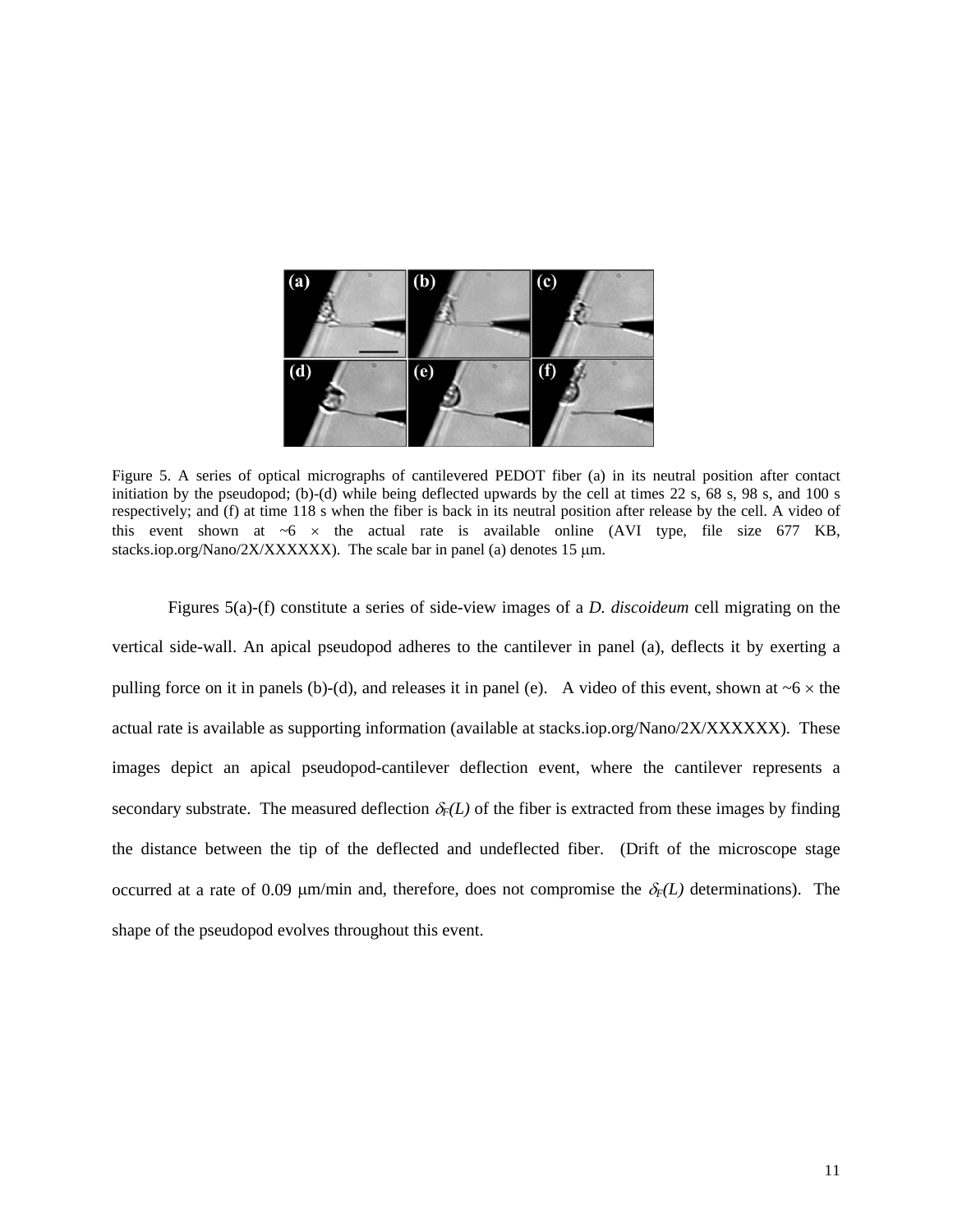Figure 5. A series of optical micrographs of cantilevered PEDOT fiber (a) in its neutral position after contact initiation by the pseudopod; (b)-(d) while being deflected upwards by the cell at times 22 s, 68 s, 98 s, and 100 s respectively; and (f) at time 118 s when the fiber is back in its neutral position after release by the cell. A video of this event shown at ~6 × the actual rate is available online (AVI type, file size 677 KB, stacks.iop.org/Nano/2X/XXXXXX). The scale bar in panel (a) denotes 15 μm.

Figures 5(a)-(f) constitute a series of side-view images of a *D. discoideum* cell migrating on the vertical side-wall. An apical pseudopod adheres to the cantilever in panel (a), deflects it by exerting a pulling force on it in panels (b)-(d), and releases it in panel (e). A video of this event, shown at ~6 × the actual rate is available as supporting information (available at stacks.iop.org/Nano/2X/XXXXXX). These images depict an apical pseudopod-cantilever deflection event, where the cantilever represents a secondary substrate. The measured deflection $\delta_F(L)$ of the fiber is extracted from these images by finding the distance between the tip of the deflected and undeflected fiber. (Drift of the microscope stage occurred at a rate of 0.09 μm/min and, therefore, does not compromise the $\delta_F(L)$ determinations). The shape of the pseudopod evolves throughout this event.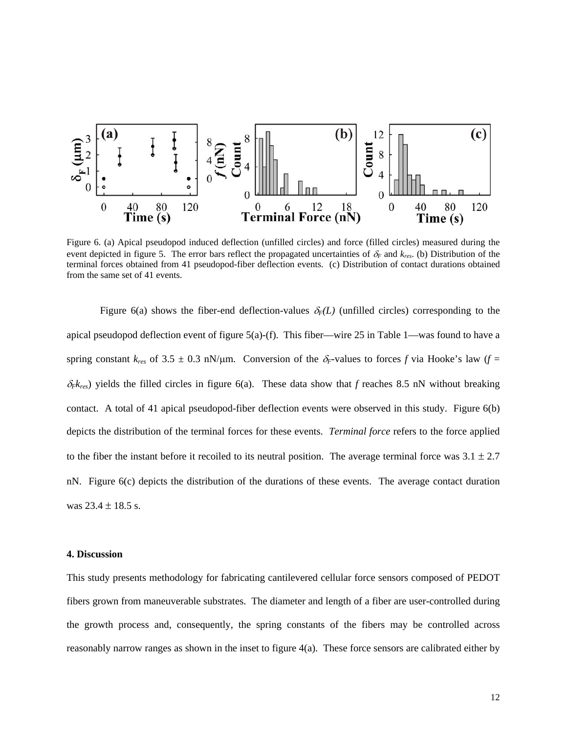(a)

$\delta_F$ (μm)

3
2
1
0

$f$ (nN)

8
4
0

0 40 80 120

Time (s)

(b)

Count

8
4
0

0 6 12 18

Terminal Force (nN)

(c)

Count

12
8
4
0

0 40 80 120

Time (s)

Figure 6. (a) Apical pseudopod induced deflection (unfilled circles) and force (filled circles) measured during the event depicted in figure 5. The error bars reflect the propagated uncertainties of $\delta_F$ and $k_{res}$. (b) Distribution of the terminal forces obtained from 41 pseudopod-fiber deflection events. (c) Distribution of contact durations obtained from the same set of 41 events.

Figure 6(a) shows the fiber-end deflection-values $\delta_F(L)$ (unfilled circles) corresponding to the apical pseudopod deflection event of figure 5(a)-(f). This fiber—wire 25 in Table 1—was found to have a spring constant $k_{res}$ of 3.5 ± 0.3 nN/μm. Conversion of the $\delta_F$-values to forces $f$ via Hooke's law ($f = \delta_F k_{res}$) yields the filled circles in figure 6(a). These data show that $f$ reaches 8.5 nN without breaking contact. A total of 41 apical pseudopod-fiber deflection events were observed in this study. Figure 6(b) depicts the distribution of the terminal forces for these events. *Terminal force* refers to the force applied to the fiber the instant before it recoiled to its neutral position. The average terminal force was 3.1 ± 2.7 nN. Figure 6(c) depicts the distribution of the durations of these events. The average contact duration was 23.4 ± 18.5 s.

**4. Discussion**

This study presents methodology for fabricating cantilevered cellular force sensors composed of PEDOT fibers grown from maneuverable substrates. The diameter and length of a fiber are user-controlled during the growth process and, consequently, the spring constants of the fibers may be controlled across reasonably narrow ranges as shown in the inset to figure 4(a). These force sensors are calibrated either by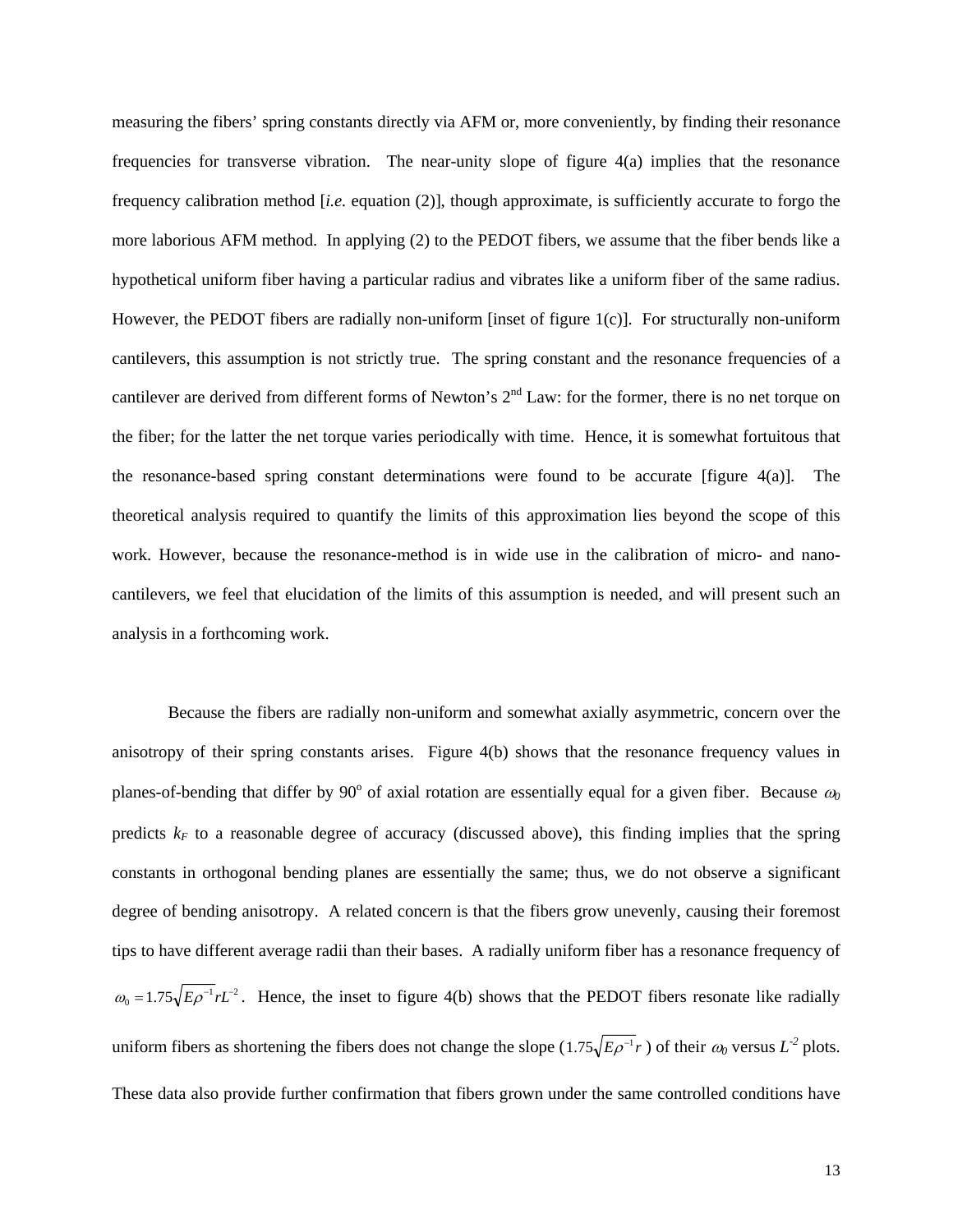measuring the fibers' spring constants directly via AFM or, more conveniently, by finding their resonance frequencies for transverse vibration. The near-unity slope of figure 4(a) implies that the resonance frequency calibration method [*i.e.* equation (2)], though approximate, is sufficiently accurate to forgo the more laborious AFM method. In applying (2) to the PEDOT fibers, we assume that the fiber bends like a hypothetical uniform fiber having a particular radius and vibrates like a uniform fiber of the same radius. However, the PEDOT fibers are radially non-uniform [inset of figure 1(c)]. For structurally non-uniform cantilevers, this assumption is not strictly true. The spring constant and the resonance frequencies of a cantilever are derived from different forms of Newton's 2nd Law: for the former, there is no net torque on the fiber; for the latter the net torque varies periodically with time. Hence, it is somewhat fortuitous that the resonance-based spring constant determinations were found to be accurate [figure 4(a)]. The theoretical analysis required to quantify the limits of this approximation lies beyond the scope of this work. However, because the resonance-method is in wide use in the calibration of micro- and nano-cantilevers, we feel that elucidation of the limits of this assumption is needed, and will present such an analysis in a forthcoming work.

Because the fibers are radially non-uniform and somewhat axially asymmetric, concern over the anisotropy of their spring constants arises. Figure 4(b) shows that the resonance frequency values in planes-of-bending that differ by 90° of axial rotation are essentially equal for a given fiber. Because $\omega_0$ predicts $k_F$ to a reasonable degree of accuracy (discussed above), this finding implies that the spring constants in orthogonal bending planes are essentially the same; thus, we do not observe a significant degree of bending anisotropy. A related concern is that the fibers grow unevenly, causing their foremost tips to have different average radii than their bases. A radially uniform fiber has a resonance frequency of $\omega_0 = 1.75\sqrt{E\rho^{-1}}rL^{-2}$. Hence, the inset to figure 4(b) shows that the PEDOT fibers resonate like radially uniform fibers as shortening the fibers does not change the slope ($1.75\sqrt{E\rho^{-1}}r$) of their $\omega_0$ versus $L^{-2}$ plots. These data also provide further confirmation that fibers grown under the same controlled conditions have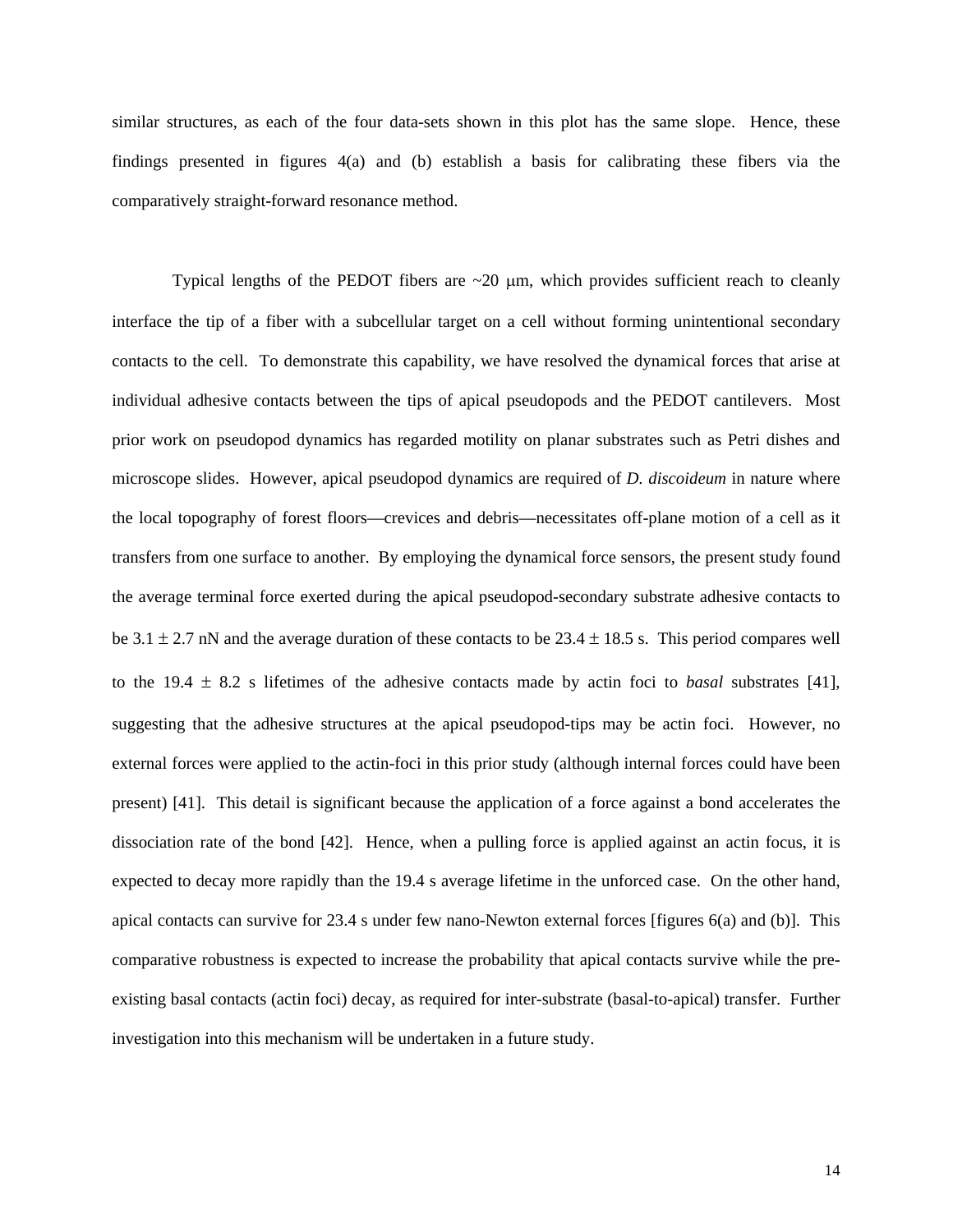similar structures, as each of the four data-sets shown in this plot has the same slope. Hence, these findings presented in figures 4(a) and (b) establish a basis for calibrating these fibers via the comparatively straight-forward resonance method.

Typical lengths of the PEDOT fibers are ~20 μm, which provides sufficient reach to cleanly interface the tip of a fiber with a subcellular target on a cell without forming unintentional secondary contacts to the cell. To demonstrate this capability, we have resolved the dynamical forces that arise at individual adhesive contacts between the tips of apical pseudopods and the PEDOT cantilevers. Most prior work on pseudopod dynamics has regarded motility on planar substrates such as Petri dishes and microscope slides. However, apical pseudopod dynamics are required of *D. discoideum* in nature where the local topography of forest floors—crevices and debris—necessitates off-plane motion of a cell as it transfers from one surface to another. By employing the dynamical force sensors, the present study found the average terminal force exerted during the apical pseudopod-secondary substrate adhesive contacts to be $3.1 \pm 2.7$ nN and the average duration of these contacts to be $23.4 \pm 18.5$ s. This period compares well to the $19.4 \pm 8.2$ s lifetimes of the adhesive contacts made by actin foci to *basal* substrates [41], suggesting that the adhesive structures at the apical pseudopod-tips may be actin foci. However, no external forces were applied to the actin-foci in this prior study (although internal forces could have been present) [41]. This detail is significant because the application of a force against a bond accelerates the dissociation rate of the bond [42]. Hence, when a pulling force is applied against an actin focus, it is expected to decay more rapidly than the 19.4 s average lifetime in the unforced case. On the other hand, apical contacts can survive for 23.4 s under few nano-Newton external forces [figures 6(a) and (b)]. This comparative robustness is expected to increase the probability that apical contacts survive while the pre-existing basal contacts (actin foci) decay, as required for inter-substrate (basal-to-apical) transfer. Further investigation into this mechanism will be undertaken in a future study.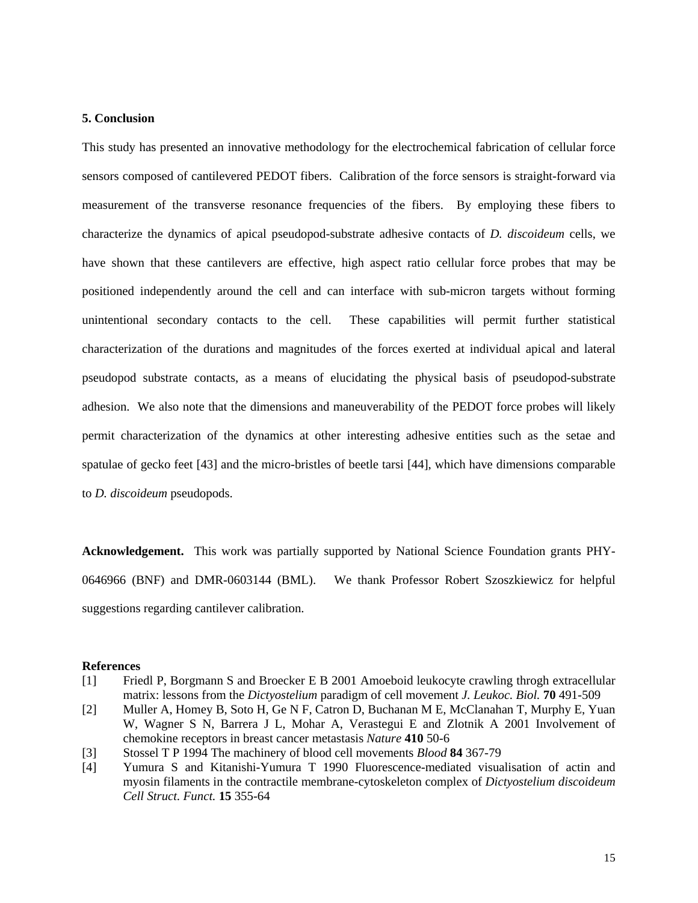## 5. Conclusion

This study has presented an innovative methodology for the electrochemical fabrication of cellular force sensors composed of cantilevered PEDOT fibers. Calibration of the force sensors is straight-forward via measurement of the transverse resonance frequencies of the fibers. By employing these fibers to characterize the dynamics of apical pseudopod-substrate adhesive contacts of *D. discoideum* cells, we have shown that these cantilevers are effective, high aspect ratio cellular force probes that may be positioned independently around the cell and can interface with sub-micron targets without forming unintentional secondary contacts to the cell. These capabilities will permit further statistical characterization of the durations and magnitudes of the forces exerted at individual apical and lateral pseudopod substrate contacts, as a means of elucidating the physical basis of pseudopod-substrate adhesion. We also note that the dimensions and maneuverability of the PEDOT force probes will likely permit characterization of the dynamics at other interesting adhesive entities such as the setae and spatulae of gecko feet [43] and the micro-bristles of beetle tarsi [44], which have dimensions comparable to *D. discoideum* pseudopods.

**Acknowledgement.** This work was partially supported by National Science Foundation grants PHY-0646966 (BNF) and DMR-0603144 (BML). We thank Professor Robert Szoszkiewicz for helpful suggestions regarding cantilever calibration.

**References**

[1] Friedl P, Borgmann S and Broecker E B 2001 Amoeboid leukocyte crawling throgh extracellular matrix: lessons from the *Dictyostelium* paradigm of cell movement *J. Leukoc. Biol.* **70** 491-509

[2] Muller A, Homey B, Soto H, Ge N F, Catron D, Buchanan M E, McClanahan T, Murphy E, Yuan W, Wagner S N, Barrera J L, Mohar A, Verastegui E and Zlotnik A 2001 Involvement of chemokine receptors in breast cancer metastasis *Nature* **410** 50-6

[3] Stossel T P 1994 The machinery of blood cell movements *Blood* **84** 367-79

[4] Yumura S and Kitanishi-Yumura T 1990 Fluorescence-mediated visualisation of actin and myosin filaments in the contractile membrane-cytoskeleton complex of *Dictyostelium discoideum Cell Struct. Funct.* **15** 355-64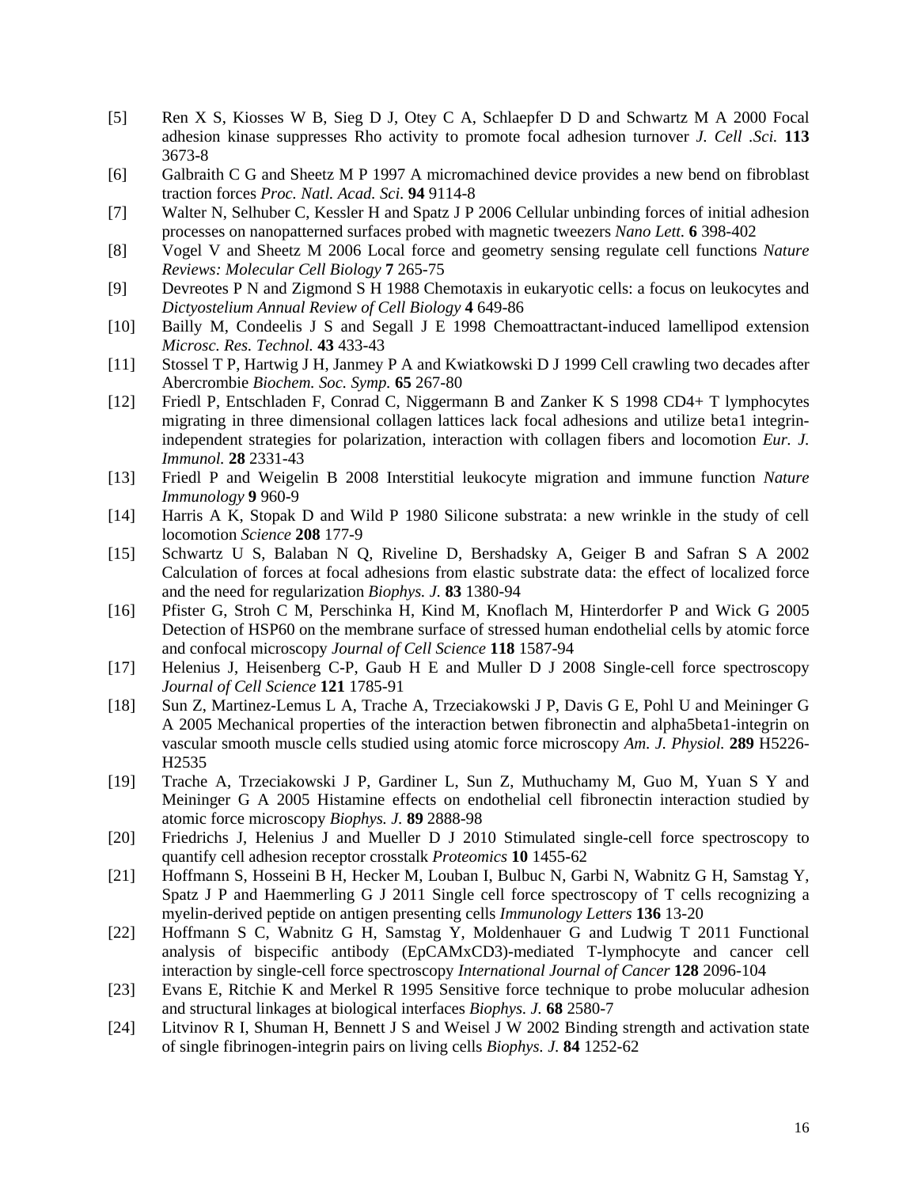[5] Ren X S, Kiosses W B, Sieg D J, Otey C A, Schlaepfer D D and Schwartz M A 2000 Focal adhesion kinase suppresses Rho activity to promote focal adhesion turnover *J. Cell .Sci.* **113** 3673-8

[6] Galbraith C G and Sheetz M P 1997 A micromachined device provides a new bend on fibroblast traction forces *Proc. Natl. Acad. Sci.* **94** 9114-8

[7] Walter N, Selhuber C, Kessler H and Spatz J P 2006 Cellular unbinding forces of initial adhesion processes on nanopatterned surfaces probed with magnetic tweezers *Nano Lett.* **6** 398-402

[8] Vogel V and Sheetz M 2006 Local force and geometry sensing regulate cell functions *Nature Reviews: Molecular Cell Biology* **7** 265-75

[9] Devreotes P N and Zigmond S H 1988 Chemotaxis in eukaryotic cells: a focus on leukocytes and *Dictyostelium Annual Review of Cell Biology* **4** 649-86

[10] Bailly M, Condeelis J S and Segall J E 1998 Chemoattractant-induced lamellipod extension *Microsc. Res. Technol.* **43** 433-43

[11] Stossel T P, Hartwig J H, Janmey P A and Kwiatkowski D J 1999 Cell crawling two decades after Abercrombie *Biochem. Soc. Symp.* **65** 267-80

[12] Friedl P, Entschladen F, Conrad C, Niggermann B and Zanker K S 1998 CD4+ T lymphocytes migrating in three dimensional collagen lattices lack focal adhesions and utilize beta1 integrin-independent strategies for polarization, interaction with collagen fibers and locomotion *Eur. J. Immunol.* **28** 2331-43

[13] Friedl P and Weigelin B 2008 Interstitial leukocyte migration and immune function *Nature Immunology* **9** 960-9

[14] Harris A K, Stopak D and Wild P 1980 Silicone substrata: a new wrinkle in the study of cell locomotion *Science* **208** 177-9

[15] Schwartz U S, Balaban N Q, Riveline D, Bershadsky A, Geiger B and Safran S A 2002 Calculation of forces at focal adhesions from elastic substrate data: the effect of localized force and the need for regularization *Biophys. J.* **83** 1380-94

[16] Pfister G, Stroh C M, Perschinka H, Kind M, Knoflach M, Hinterdorfer P and Wick G 2005 Detection of HSP60 on the membrane surface of stressed human endothelial cells by atomic force and confocal microscopy *Journal of Cell Science* **118** 1587-94

[17] Helenius J, Heisenberg C-P, Gaub H E and Muller D J 2008 Single-cell force spectroscopy *Journal of Cell Science* **121** 1785-91

[18] Sun Z, Martinez-Lemus L A, Trache A, Trzeciakowski J P, Davis G E, Pohl U and Meininger G A 2005 Mechanical properties of the interaction betwen fibronectin and alpha5beta1-integrin on vascular smooth muscle cells studied using atomic force microscopy *Am. J. Physiol.* **289** H5226-H2535

[19] Trache A, Trzeciakowski J P, Gardiner L, Sun Z, Muthuchamy M, Guo M, Yuan S Y and Meininger G A 2005 Histamine effects on endothelial cell fibronectin interaction studied by atomic force microscopy *Biophys. J.* **89** 2888-98

[20] Friedrichs J, Helenius J and Mueller D J 2010 Stimulated single-cell force spectroscopy to quantify cell adhesion receptor crosstalk *Proteomics* **10** 1455-62

[21] Hoffmann S, Hosseini B H, Hecker M, Louban I, Bulbuc N, Garbi N, Wabnitz G H, Samstag Y, Spatz J P and Haemmerling G J 2011 Single cell force spectroscopy of T cells recognizing a myelin-derived peptide on antigen presenting cells *Immunology Letters* **136** 13-20

[22] Hoffmann S C, Wabnitz G H, Samstag Y, Moldenhauer G and Ludwig T 2011 Functional analysis of bispecific antibody (EpCAMxCD3)-mediated T-lymphocyte and cancer cell interaction by single-cell force spectroscopy *International Journal of Cancer* **128** 2096-104

[23] Evans E, Ritchie K and Merkel R 1995 Sensitive force technique to probe molucular adhesion and structural linkages at biological interfaces *Biophys. J.* **68** 2580-7

[24] Litvinov R I, Shuman H, Bennett J S and Weisel J W 2002 Binding strength and activation state of single fibrinogen-integrin pairs on living cells *Biophys. J.* **84** 1252-62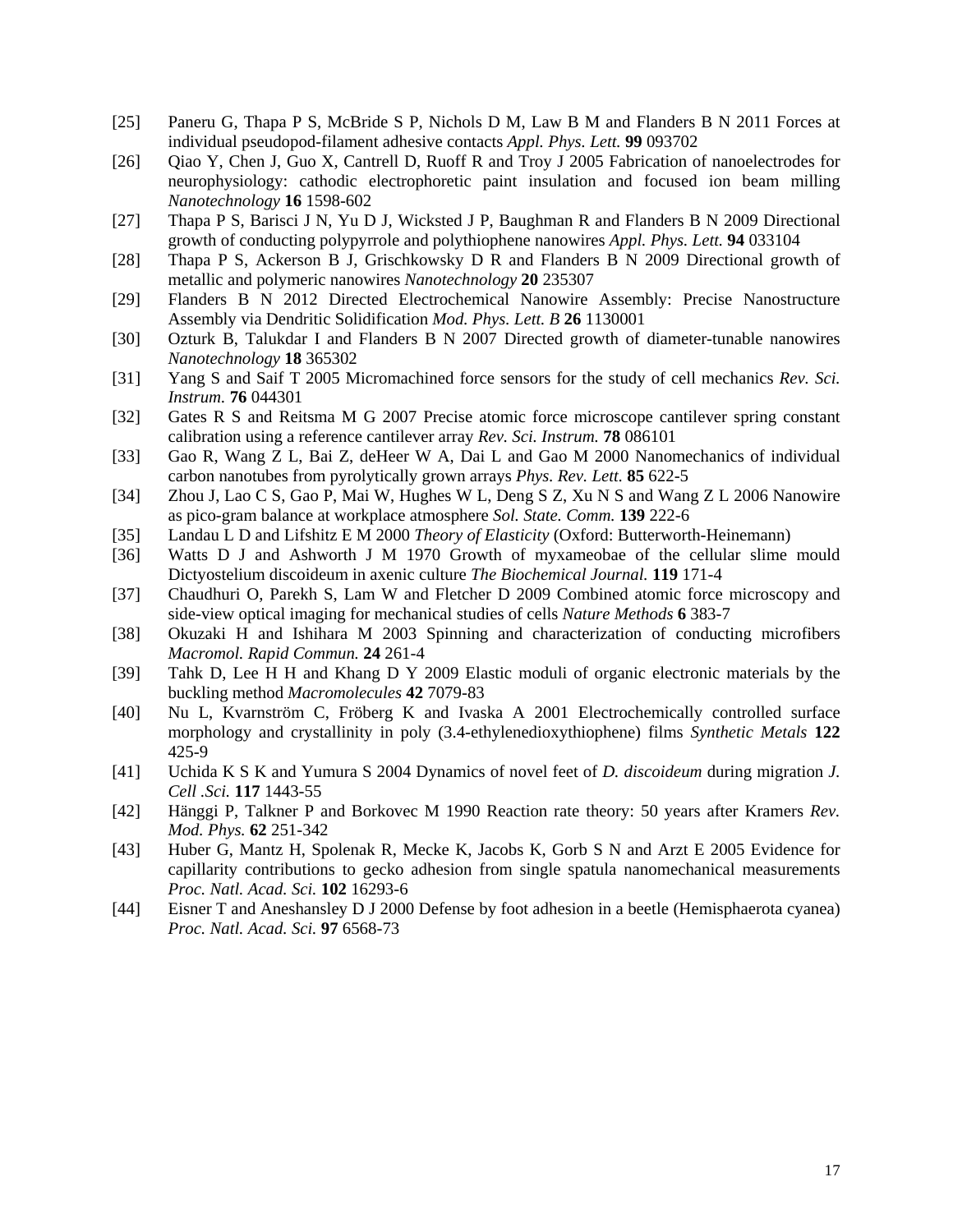[25] Paneru G, Thapa P S, McBride S P, Nichols D M, Law B M and Flanders B N 2011 Forces at individual pseudopod-filament adhesive contacts *Appl. Phys. Lett.* **99** 093702

[26] Qiao Y, Chen J, Guo X, Cantrell D, Ruoff R and Troy J 2005 Fabrication of nanoelectrodes for neurophysiology: cathodic electrophoretic paint insulation and focused ion beam milling *Nanotechnology* **16** 1598-602

[27] Thapa P S, Barisci J N, Yu D J, Wicksted J P, Baughman R and Flanders B N 2009 Directional growth of conducting polypyrrole and polythiophene nanowires *Appl. Phys. Lett.* **94** 033104

[28] Thapa P S, Ackerson B J, Grischkowsky D R and Flanders B N 2009 Directional growth of metallic and polymeric nanowires *Nanotechnology* **20** 235307

[29] Flanders B N 2012 Directed Electrochemical Nanowire Assembly: Precise Nanostructure Assembly via Dendritic Solidification *Mod. Phys. Lett. B* **26** 1130001

[30] Ozturk B, Talukdar I and Flanders B N 2007 Directed growth of diameter-tunable nanowires *Nanotechnology* **18** 365302

[31] Yang S and Saif T 2005 Micromachined force sensors for the study of cell mechanics *Rev. Sci. Instrum.* **76** 044301

[32] Gates R S and Reitsma M G 2007 Precise atomic force microscope cantilever spring constant calibration using a reference cantilever array *Rev. Sci. Instrum.* **78** 086101

[33] Gao R, Wang Z L, Bai Z, deHeer W A, Dai L and Gao M 2000 Nanomechanics of individual carbon nanotubes from pyrolytically grown arrays *Phys. Rev. Lett.* **85** 622-5

[34] Zhou J, Lao C S, Gao P, Mai W, Hughes W L, Deng S Z, Xu N S and Wang Z L 2006 Nanowire as pico-gram balance at workplace atmosphere *Sol. State. Comm.* **139** 222-6

[35] Landau L D and Lifshitz E M 2000 *Theory of Elasticity* (Oxford: Butterworth-Heinemann)

[36] Watts D J and Ashworth J M 1970 Growth of myxameobae of the cellular slime mould Dictyostelium discoideum in axenic culture *The Biochemical Journal.* **119** 171-4

[37] Chaudhuri O, Parekh S, Lam W and Fletcher D 2009 Combined atomic force microscopy and side-view optical imaging for mechanical studies of cells *Nature Methods* **6** 383-7

[38] Okuzaki H and Ishihara M 2003 Spinning and characterization of conducting microfibers *Macromol. Rapid Commun.* **24** 261-4

[39] Tahk D, Lee H H and Khang D Y 2009 Elastic moduli of organic electronic materials by the buckling method *Macromolecules* **42** 7079-83

[40] Nu L, Kvarnström C, Fröberg K and Ivaska A 2001 Electrochemically controlled surface morphology and crystallinity in poly (3.4-ethylenedioxythiophene) films *Synthetic Metals* **122** 425-9

[41] Uchida K S K and Yumura S 2004 Dynamics of novel feet of *D. discoideum* during migration *J. Cell .Sci.* **117** 1443-55

[42] Hänggi P, Talkner P and Borkovec M 1990 Reaction rate theory: 50 years after Kramers *Rev. Mod. Phys.* **62** 251-342

[43] Huber G, Mantz H, Spolenak R, Mecke K, Jacobs K, Gorb S N and Arzt E 2005 Evidence for capillarity contributions to gecko adhesion from single spatula nanomechanical measurements *Proc. Natl. Acad. Sci.* **102** 16293-6

[44] Eisner T and Aneshansley D J 2000 Defense by foot adhesion in a beetle (Hemisphaerota cyanea) *Proc. Natl. Acad. Sci.* **97** 6568-73